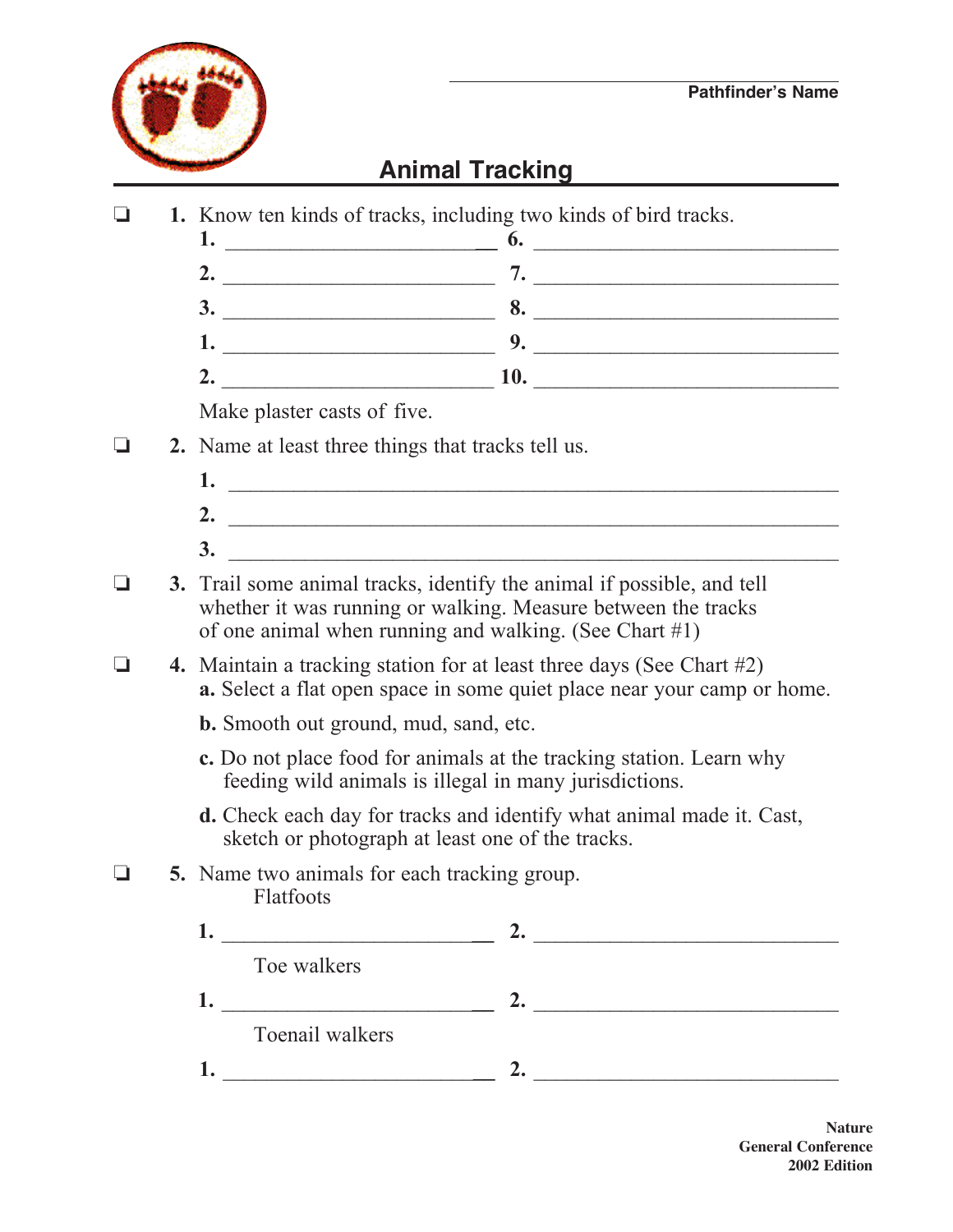Pathfinder's Name: ____________________

# Animal Tracking

- ❑ **1.** Know ten kinds of tracks, including two kinds of bird tracks.

  **1.** ____________________ **6.** ____________________
  **2.** ____________________ **7.** ____________________
  **3.** ____________________ **8.** ____________________
  **1.** ____________________ **9.** ____________________
  **2.** ____________________ **10.** ____________________

  Make plaster casts of five.

- ❑ **2.** Name at least three things that tracks tell us.

  **1.** ________________________________________
  **2.** ________________________________________
  **3.** ________________________________________

- ❑ **3.** Trail some animal tracks, identify the animal if possible, and tell whether it was running or walking. Measure between the tracks of one animal when running and walking. (See Chart #1)

- ❑ **4.** Maintain a tracking station for at least three days (See Chart #2)

  **a.** Select a flat open space in some quiet place near your camp or home.

  **b.** Smooth out ground, mud, sand, etc.

  **c.** Do not place food for animals at the tracking station. Learn why feeding wild animals is illegal in many jurisdictions.

  **d.** Check each day for tracks and identify what animal made it. Cast, sketch or photograph at least one of the tracks.

- ❑ **5.** Name two animals for each tracking group.

  Flatfoots

  **1.** ____________________ **2.** ____________________

  Toe walkers

  **1.** ____________________ **2.** ____________________

  Toenail walkers

  **1.** ____________________ **2.** ____________________

**Nature**
**General Conference**
**2002 Edition**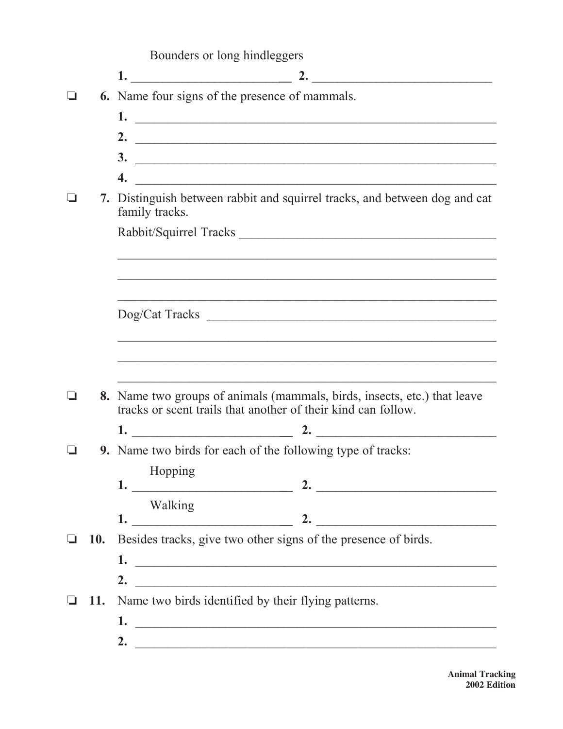Bounders or long hindleggers

1. ________________________ 2. ____________________________

- [ ] **6.** Name four signs of the presence of mammals.

    **1.** ________________________________________________________

    **2.** ________________________________________________________

    **3.** ________________________________________________________

    **4.** ________________________________________________________

- [ ] **7.** Distinguish between rabbit and squirrel tracks, and between dog and cat family tracks.

    Rabbit/Squirrel Tracks ________________________________________

    ________________________________________________________________

    ________________________________________________________________

    ________________________________________________________________

    Dog/Cat Tracks _______________________________________________

    ________________________________________________________________

    ________________________________________________________________

    ________________________________________________________________

- [ ] **8.** Name two groups of animals (mammals, birds, insects, etc.) that leave tracks or scent trails that another of their kind can follow.

    **1.** ________________________ **2.** ____________________________

- [ ] **9.** Name two birds for each of the following type of tracks:

    Hopping

    **1.** ________________________ **2.** ____________________________

    Walking

    **1.** ________________________ **2.** ____________________________

- [ ] **10.** Besides tracks, give two other signs of the presence of birds.

    **1.** ________________________________________________________

    **2.** ________________________________________________________

- [ ] **11.** Name two birds identified by their flying patterns.

    **1.** ________________________________________________________

    **2.** ________________________________________________________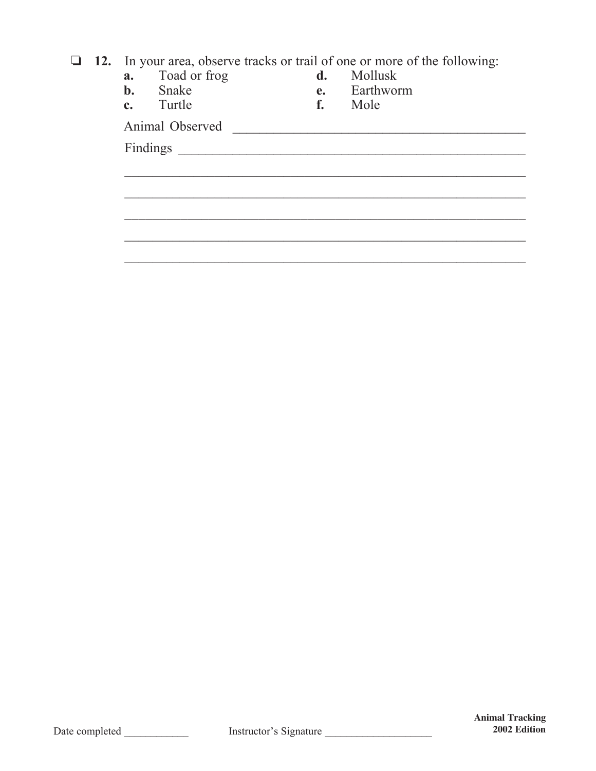❏ **12.** In your area, observe tracks or trail of one or more of the following:

**a.** Toad or frog
**b.** Snake
**c.** Turtle
**d.** Mollusk
**e.** Earthworm
**f.** Mole

Animal Observed ____________________________________________

Findings ___________________________________________________

____________________________________________________________

____________________________________________________________

____________________________________________________________

____________________________________________________________

____________________________________________________________

Date completed ____________ Instructor's Signature ____________________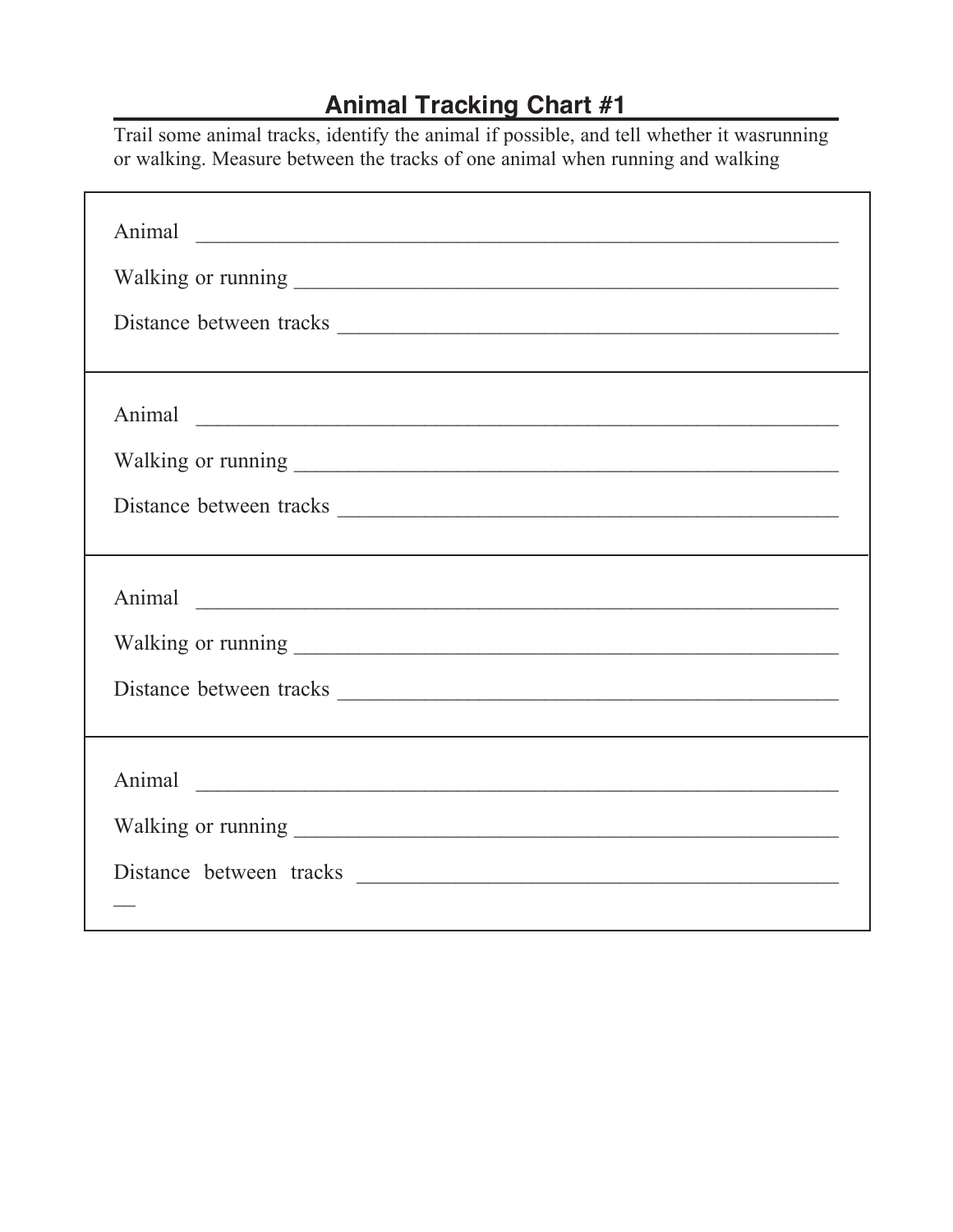# Animal Tracking Chart #1

Trail some animal tracks, identify the animal if possible, and tell whether it wasrunning or walking. Measure between the tracks of one animal when running and walking

---

Animal \_\_\_\_\_\_\_\_\_\_\_\_\_\_\_\_\_\_\_\_\_\_\_\_\_\_\_\_\_\_\_\_\_\_\_\_\_\_\_\_\_\_\_\_\_\_\_\_\_\_\_\_\_\_\_\_\_\_

Walking or running \_\_\_\_\_\_\_\_\_\_\_\_\_\_\_\_\_\_\_\_\_\_\_\_\_\_\_\_\_\_\_\_\_\_\_\_\_\_\_\_\_\_\_\_\_\_\_\_

Distance between tracks \_\_\_\_\_\_\_\_\_\_\_\_\_\_\_\_\_\_\_\_\_\_\_\_\_\_\_\_\_\_\_\_\_\_\_\_\_\_\_\_\_\_\_\_

---

Animal \_\_\_\_\_\_\_\_\_\_\_\_\_\_\_\_\_\_\_\_\_\_\_\_\_\_\_\_\_\_\_\_\_\_\_\_\_\_\_\_\_\_\_\_\_\_\_\_\_\_\_\_\_\_\_\_\_\_

Walking or running \_\_\_\_\_\_\_\_\_\_\_\_\_\_\_\_\_\_\_\_\_\_\_\_\_\_\_\_\_\_\_\_\_\_\_\_\_\_\_\_\_\_\_\_\_\_\_\_

Distance between tracks \_\_\_\_\_\_\_\_\_\_\_\_\_\_\_\_\_\_\_\_\_\_\_\_\_\_\_\_\_\_\_\_\_\_\_\_\_\_\_\_\_\_\_\_

---

Animal \_\_\_\_\_\_\_\_\_\_\_\_\_\_\_\_\_\_\_\_\_\_\_\_\_\_\_\_\_\_\_\_\_\_\_\_\_\_\_\_\_\_\_\_\_\_\_\_\_\_\_\_\_\_\_\_\_\_

Walking or running \_\_\_\_\_\_\_\_\_\_\_\_\_\_\_\_\_\_\_\_\_\_\_\_\_\_\_\_\_\_\_\_\_\_\_\_\_\_\_\_\_\_\_\_\_\_\_\_

Distance between tracks \_\_\_\_\_\_\_\_\_\_\_\_\_\_\_\_\_\_\_\_\_\_\_\_\_\_\_\_\_\_\_\_\_\_\_\_\_\_\_\_\_\_\_\_

---

Animal \_\_\_\_\_\_\_\_\_\_\_\_\_\_\_\_\_\_\_\_\_\_\_\_\_\_\_\_\_\_\_\_\_\_\_\_\_\_\_\_\_\_\_\_\_\_\_\_\_\_\_\_\_\_\_\_\_\_

Walking or running \_\_\_\_\_\_\_\_\_\_\_\_\_\_\_\_\_\_\_\_\_\_\_\_\_\_\_\_\_\_\_\_\_\_\_\_\_\_\_\_\_\_\_\_\_\_\_\_

Distance between tracks \_\_\_\_\_\_\_\_\_\_\_\_\_\_\_\_\_\_\_\_\_\_\_\_\_\_\_\_\_\_\_\_\_\_\_\_\_\_\_\_\_\_\_\_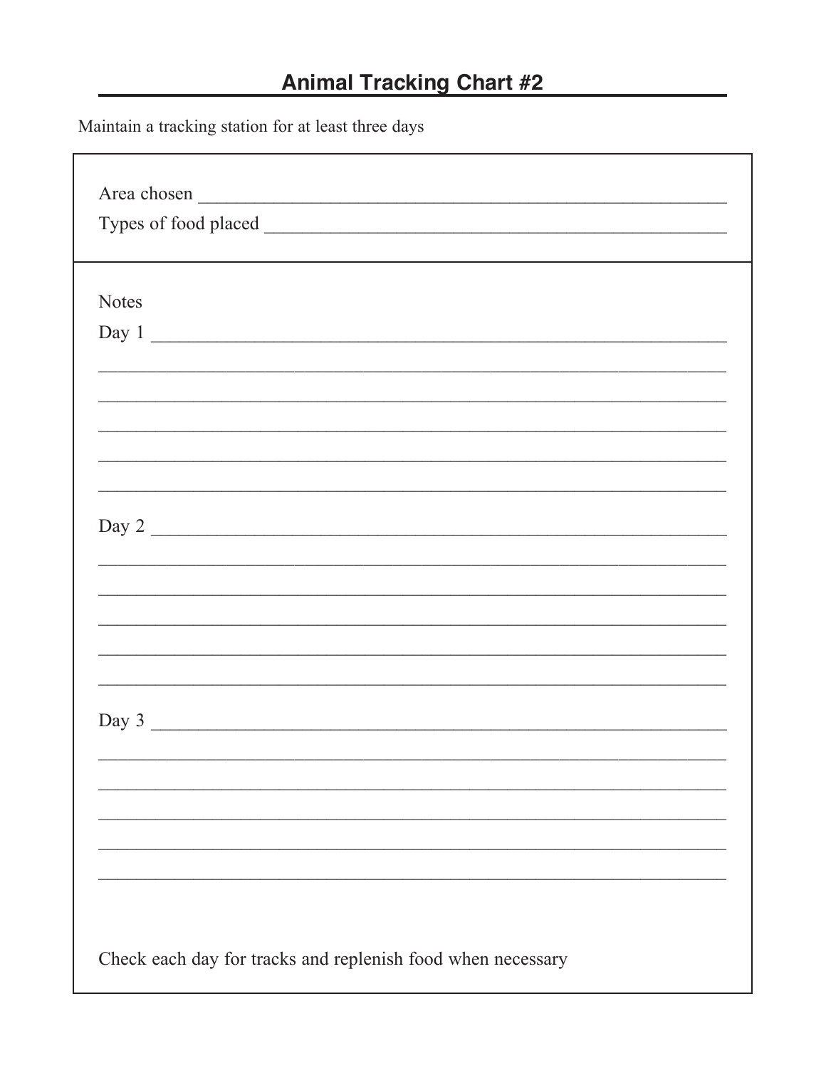## Animal Tracking Chart #2

Maintain a tracking station for at least three days

Area chosen ____________________________________________________________

Types of food placed ____________________________________________________

Notes

Day 1 ____________________________________________________________

________________________________________________________________

________________________________________________________________

________________________________________________________________

________________________________________________________________

________________________________________________________________

Day 2 ____________________________________________________________

________________________________________________________________

________________________________________________________________

________________________________________________________________

________________________________________________________________

________________________________________________________________

Day 3 ____________________________________________________________

________________________________________________________________

________________________________________________________________

________________________________________________________________

________________________________________________________________

________________________________________________________________

Check each day for tracks and replenish food when necessary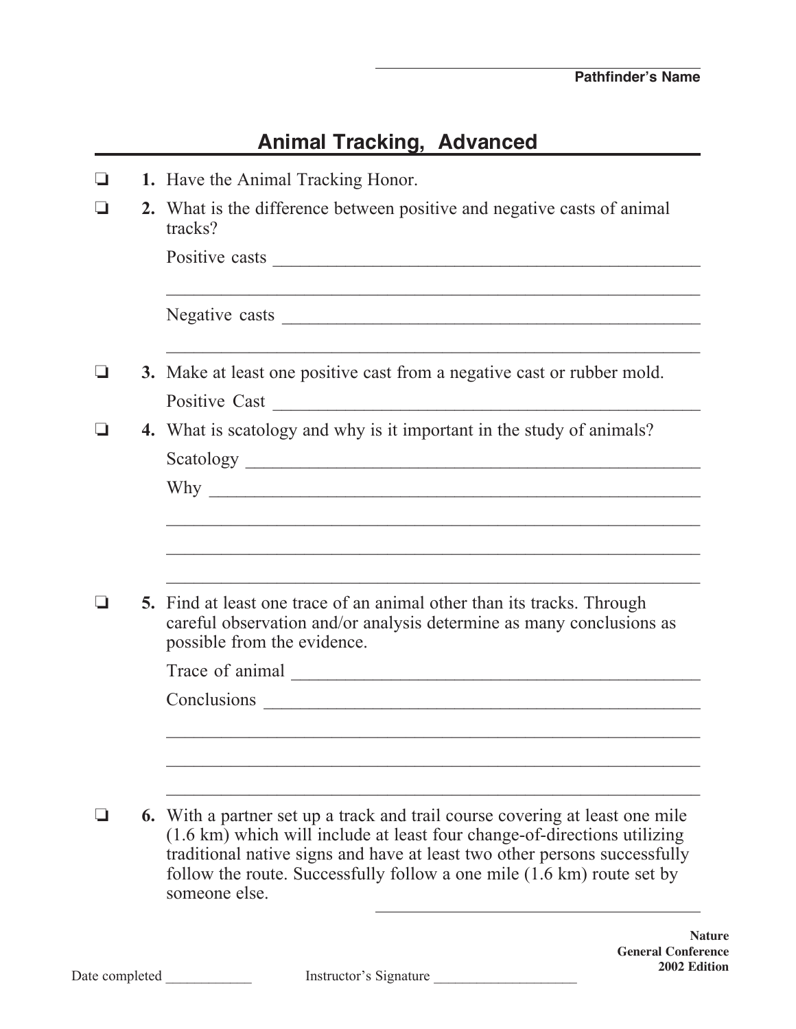Pathfinder's Name

# Animal Tracking, Advanced

❑ **1.** Have the Animal Tracking Honor.

❑ **2.** What is the difference between positive and negative casts of animal tracks?

Positive casts ______________________________________________

______________________________________________

Negative casts ______________________________________________

______________________________________________

❑ **3.** Make at least one positive cast from a negative cast or rubber mold.

Positive Cast ______________________________________________

❑ **4.** What is scatology and why is it important in the study of animals?

Scatology ______________________________________________

Why ______________________________________________

______________________________________________

______________________________________________

______________________________________________

❑ **5.** Find at least one trace of an animal other than its tracks. Through careful observation and/or analysis determine as many conclusions as possible from the evidence.

Trace of animal ______________________________________________

Conclusions ______________________________________________

______________________________________________

______________________________________________

______________________________________________

❑ **6.** With a partner set up a track and trail course covering at least one mile (1.6 km) which will include at least four change-of-directions utilizing traditional native signs and have at least two other persons successfully follow the route. Successfully follow a one mile (1.6 km) route set by someone else.

______________________________________________

Date completed ____________ Instructor's Signature ____________________

**Nature**
**General Conference**
**2002 Edition**